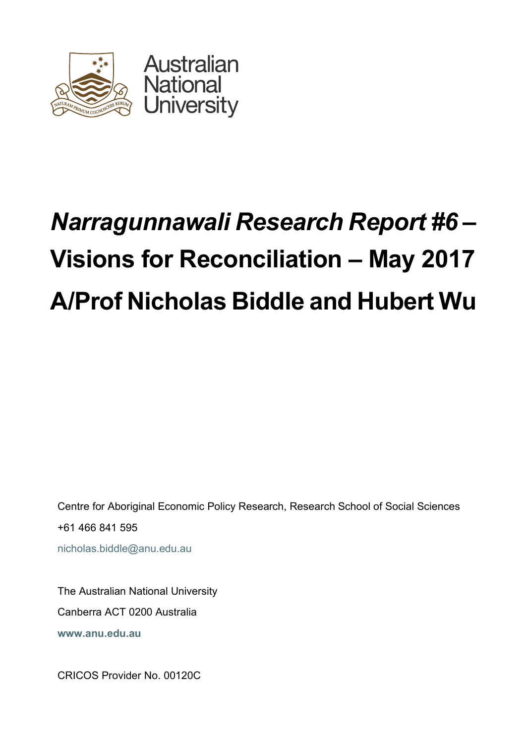Australian National University

# *Narragunnawali Research Report #6* – Visions for Reconciliation – May 2017

# A/Prof Nicholas Biddle and Hubert Wu

Centre for Aboriginal Economic Policy Research, Research School of Social Sciences

+61 466 841 595

nicholas.biddle@anu.edu.au

The Australian National University

Canberra ACT 0200 Australia

**www.anu.edu.au**

CRICOS Provider No. 00120C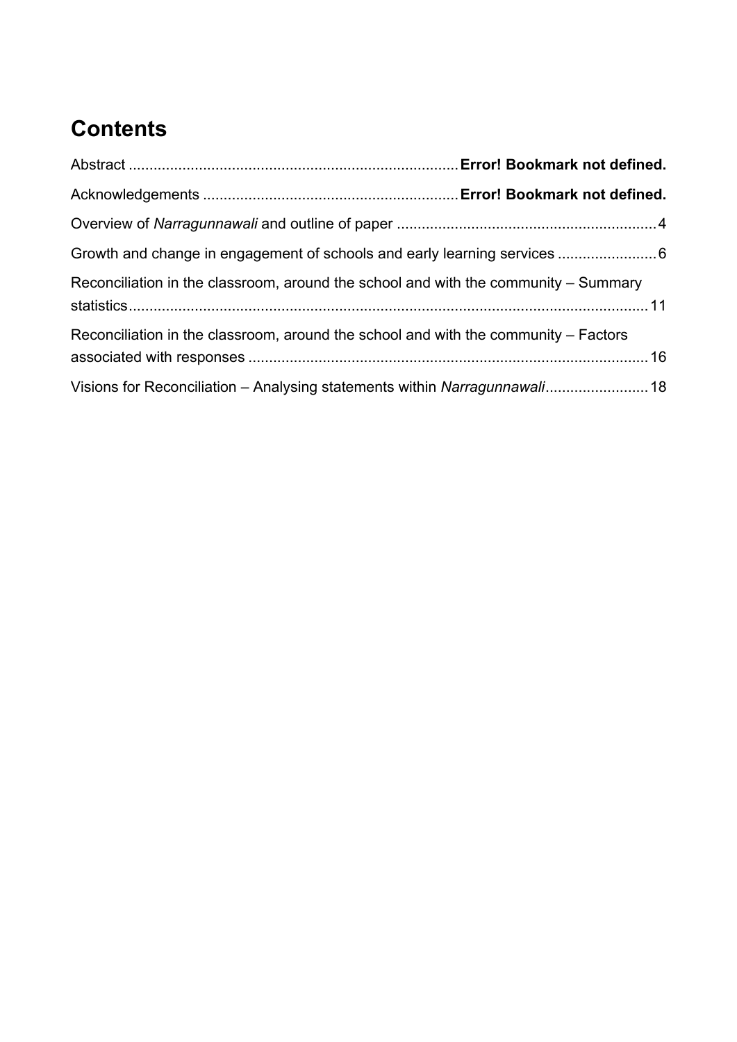# Contents

Abstract ............................................................................... **Error! Bookmark not defined.**

Acknowledgements ............................................................. **Error! Bookmark not defined.**

Overview of *Narragunnawali* and outline of paper ............................................................... 4

Growth and change in engagement of schools and early learning services ........................ 6

Reconciliation in the classroom, around the school and with the community – Summary statistics ............................................................................................................................. 11

Reconciliation in the classroom, around the school and with the community – Factors associated with responses ................................................................................................ 16

Visions for Reconciliation – Analysing statements within *Narragunnawali* ......................... 18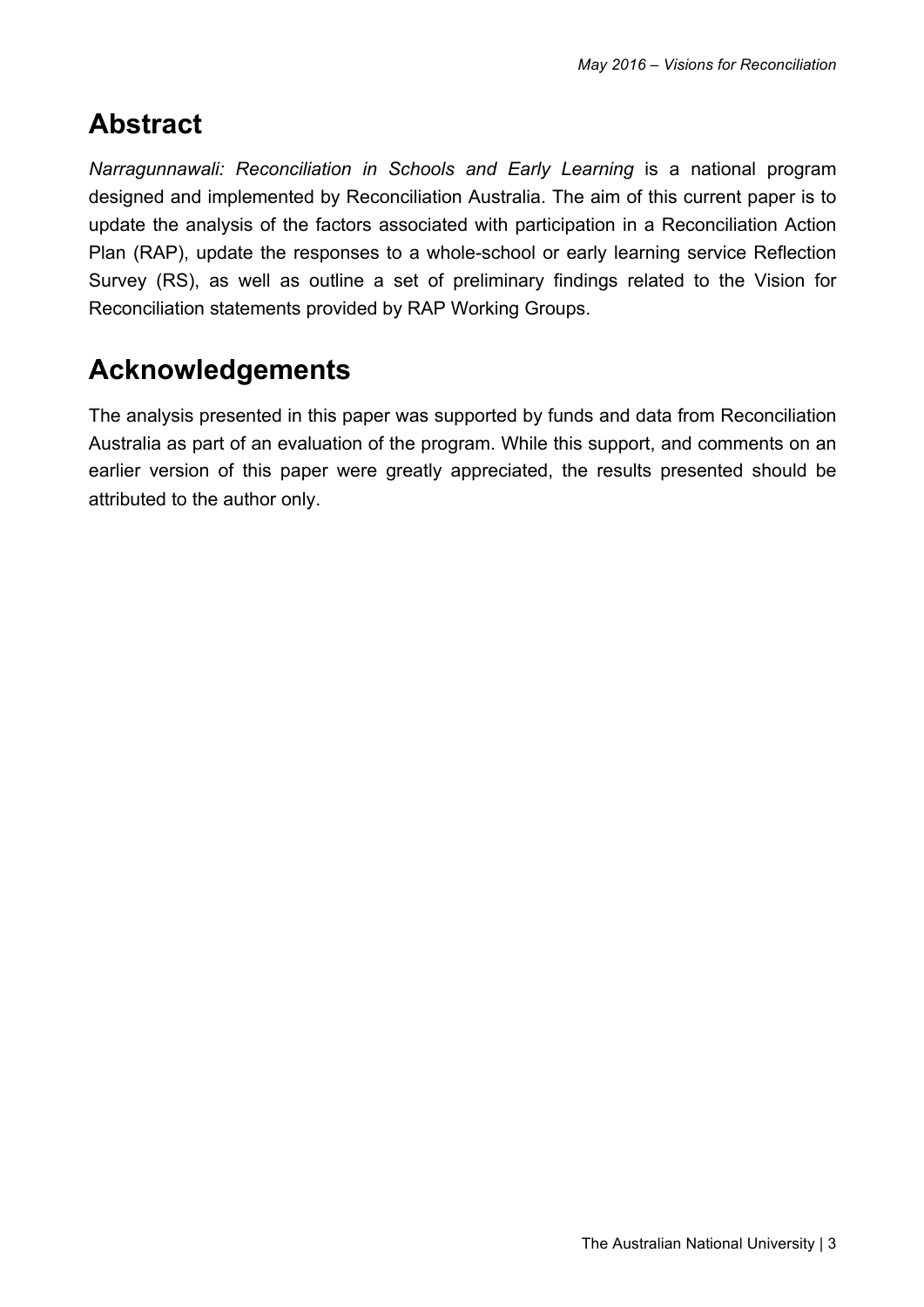## Abstract

*Narragunnawali: Reconciliation in Schools and Early Learning* is a national program designed and implemented by Reconciliation Australia. The aim of this current paper is to update the analysis of the factors associated with participation in a Reconciliation Action Plan (RAP), update the responses to a whole-school or early learning service Reflection Survey (RS), as well as outline a set of preliminary findings related to the Vision for Reconciliation statements provided by RAP Working Groups.

## Acknowledgements

The analysis presented in this paper was supported by funds and data from Reconciliation Australia as part of an evaluation of the program. While this support, and comments on an earlier version of this paper were greatly appreciated, the results presented should be attributed to the author only.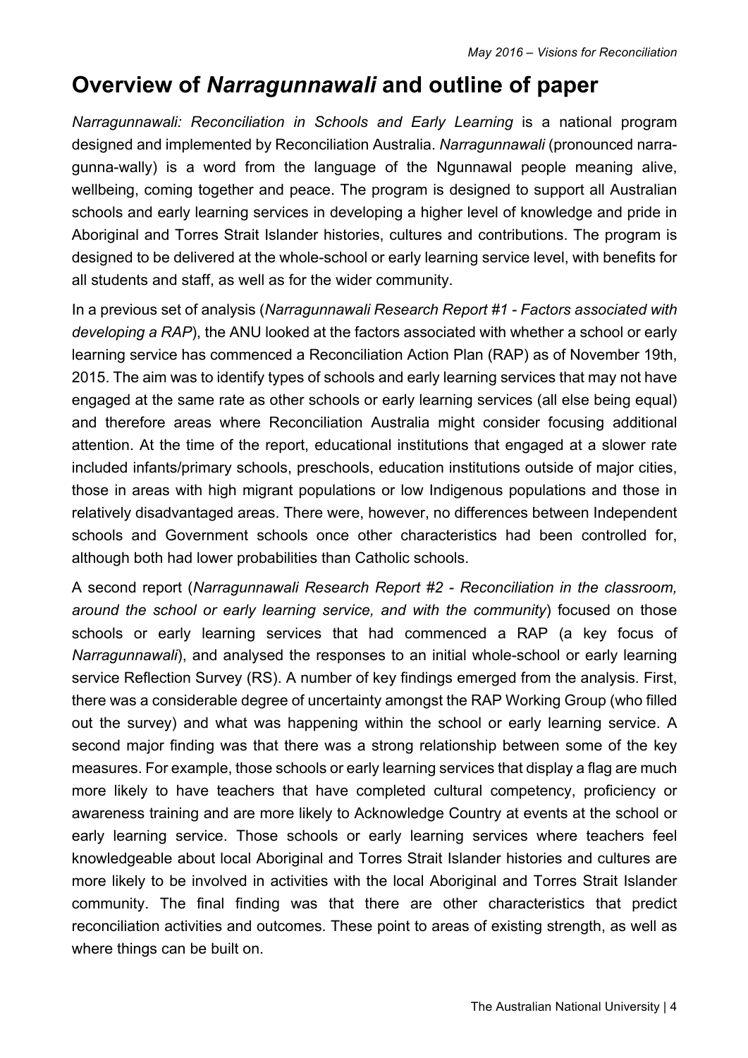## Overview of *Narragunnawali* and outline of paper

*Narragunnawali: Reconciliation in Schools and Early Learning* is a national program designed and implemented by Reconciliation Australia. *Narragunnawali* (pronounced narra-gunna-wally) is a word from the language of the Ngunnawal people meaning alive, wellbeing, coming together and peace. The program is designed to support all Australian schools and early learning services in developing a higher level of knowledge and pride in Aboriginal and Torres Strait Islander histories, cultures and contributions. The program is designed to be delivered at the whole-school or early learning service level, with benefits for all students and staff, as well as for the wider community.

In a previous set of analysis (*Narragunnawali Research Report #1 - Factors associated with developing a RAP*), the ANU looked at the factors associated with whether a school or early learning service has commenced a Reconciliation Action Plan (RAP) as of November 19th, 2015. The aim was to identify types of schools and early learning services that may not have engaged at the same rate as other schools or early learning services (all else being equal) and therefore areas where Reconciliation Australia might consider focusing additional attention. At the time of the report, educational institutions that engaged at a slower rate included infants/primary schools, preschools, education institutions outside of major cities, those in areas with high migrant populations or low Indigenous populations and those in relatively disadvantaged areas. There were, however, no differences between Independent schools and Government schools once other characteristics had been controlled for, although both had lower probabilities than Catholic schools.

A second report (*Narragunnawali Research Report #2 - Reconciliation in the classroom, around the school or early learning service, and with the community*) focused on those schools or early learning services that had commenced a RAP (a key focus of *Narragunnawali*), and analysed the responses to an initial whole-school or early learning service Reflection Survey (RS). A number of key findings emerged from the analysis. First, there was a considerable degree of uncertainty amongst the RAP Working Group (who filled out the survey) and what was happening within the school or early learning service. A second major finding was that there was a strong relationship between some of the key measures. For example, those schools or early learning services that display a flag are much more likely to have teachers that have completed cultural competency, proficiency or awareness training and are more likely to Acknowledge Country at events at the school or early learning service. Those schools or early learning services where teachers feel knowledgeable about local Aboriginal and Torres Strait Islander histories and cultures are more likely to be involved in activities with the local Aboriginal and Torres Strait Islander community. The final finding was that there are other characteristics that predict reconciliation activities and outcomes. These point to areas of existing strength, as well as where things can be built on.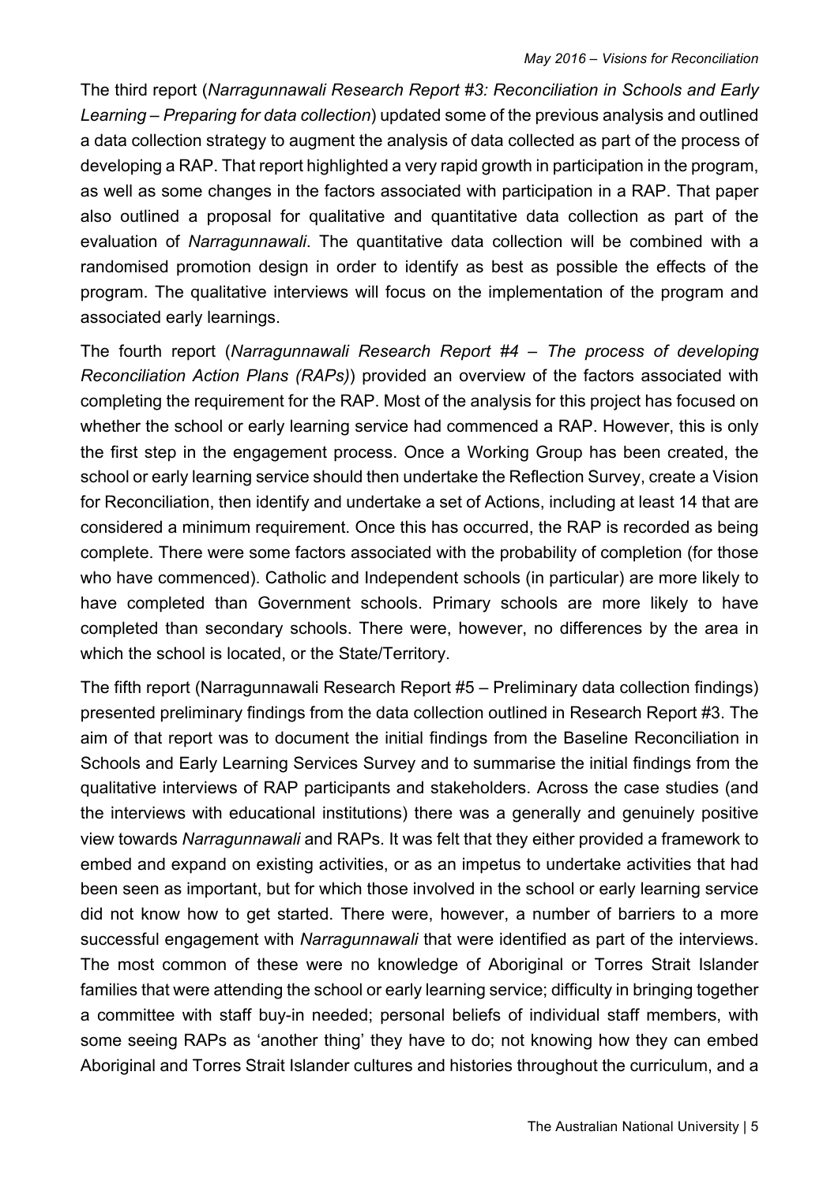The third report (*Narragunnawali Research Report #3: Reconciliation in Schools and Early Learning – Preparing for data collection*) updated some of the previous analysis and outlined a data collection strategy to augment the analysis of data collected as part of the process of developing a RAP. That report highlighted a very rapid growth in participation in the program, as well as some changes in the factors associated with participation in a RAP. That paper also outlined a proposal for qualitative and quantitative data collection as part of the evaluation of *Narragunnawali*. The quantitative data collection will be combined with a randomised promotion design in order to identify as best as possible the effects of the program. The qualitative interviews will focus the implementation of the program and associated early learnings.

The fourth report (*Narragunnawali Research Report #4 – The process of developing Reconciliation Action Plans (RAPs)*) provided an overview of the factors associated with completing the requirement for the RAP. Most of the analysis for this project has focused on whether the school or early learning service had commenced a RAP. However, this is only the first step in the engagement process. Once a Working Group has been created, the school or early learning service should then undertake the Reflection Survey, create a Vision for Reconciliation, then identify and undertake a set of Actions, including at least 14 that are considered a minimum requirement. Once this has occurred, the RAP is recorded as being complete. There were some factors associated with the probability of completion (for those who have commenced). Catholic and Independent schools (in particular) are more likely to have completed than Government schools. Primary schools are more likely to have completed than secondary schools. There were, however, no differences by the area in which the school is located, or the State/Territory.

The fifth report (Narragunnawali Research Report #5 – Preliminary data collection findings) presented preliminary findings from the data collection outlined in Research Report #3. The aim of that report was to document the initial findings from the Baseline Reconciliation in Schools and Early Learning Services Survey and to summarise the initial findings from the qualitative interviews of RAP participants and stakeholders. Across the case studies (and the interviews with educational institutions) there was a generally and genuinely positive view towards *Narragunnawali* and RAPs. It was felt that they either provided a framework to embed and expand on existing activities, or as an impetus to undertake activities that had been seen as important, but for which those involved in the school or early learning service did not know how to get started. There were, however, a number of barriers to a more successful engagement with *Narragunnawali* that were identified as part of the interviews. The most common of these were no knowledge of Aboriginal or Torres Strait Islander families that were attending the school or early learning service; difficulty in bringing together a committee with staff buy-in needed; personal beliefs of individual staff members, with some seeing RAPs as 'another thing' they have to do; not knowing how they can embed Aboriginal and Torres Strait Islander cultures and histories throughout the curriculum, and a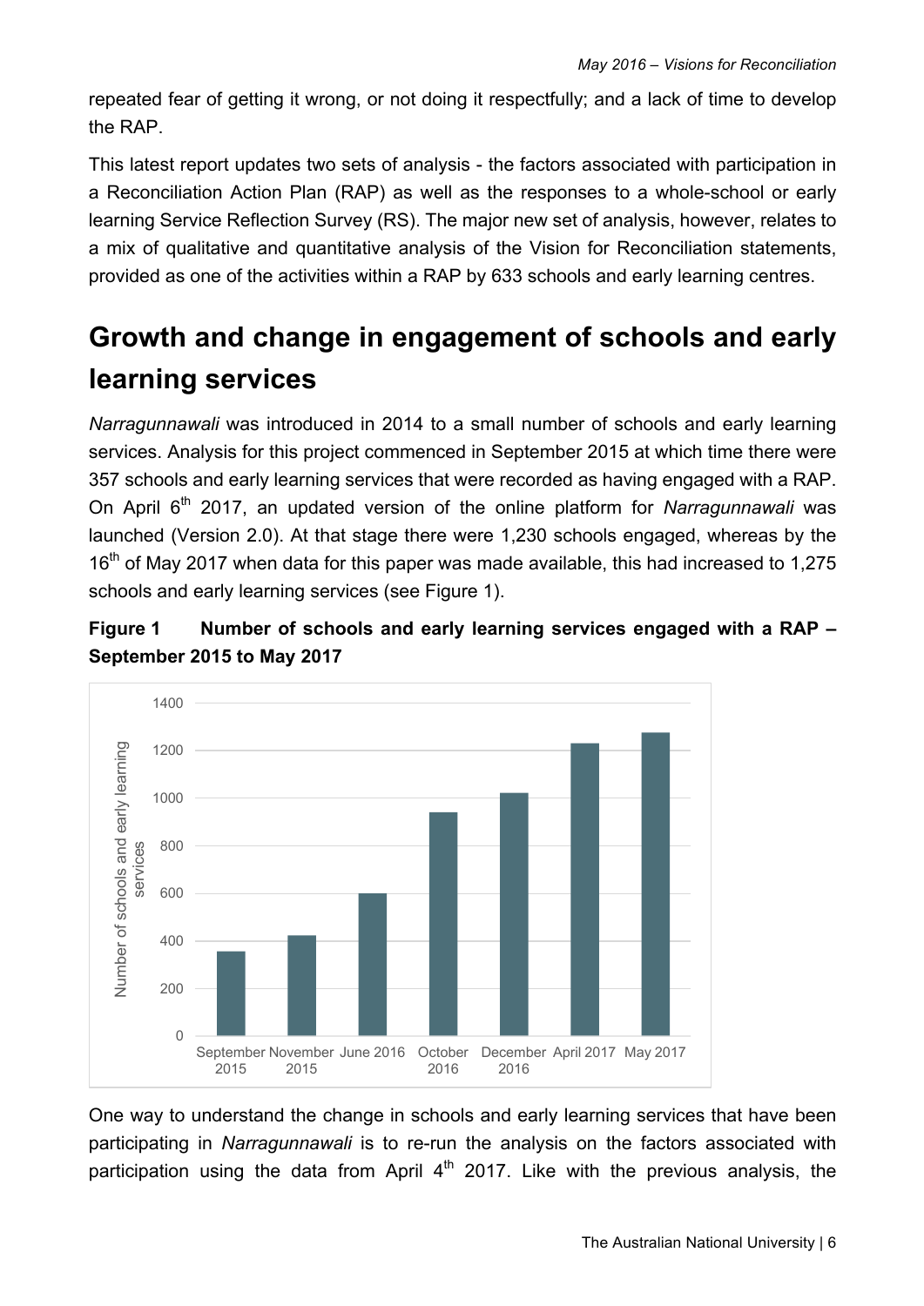repeated fear of getting it wrong, or not doing it respectfully; and a lack of time to develop the RAP.

This latest report updates two sets of analysis - the factors associated with participation in a Reconciliation Action Plan (RAP) as well as the responses to a whole-school or early learning Service Reflection Survey (RS). The major new set of analysis, however, relates to a mix of qualitative and quantitative analysis of the Vision for Reconciliation statements, provided as one of the activities within a RAP by 633 schools and early learning centres.

## Growth and change in engagement of schools and early learning services

*Narragunnawali* was introduced in 2014 to a small number of schools and early learning services. Analysis for this project commenced in September 2015 at which time there were 357 schools and early learning services that were recorded as having engaged with a RAP. On April 6th 2017, an updated version of the online platform for *Narragunnawali* was launched (Version 2.0). At that stage there were 1,230 schools engaged, whereas by the 16th of May 2017 when data for this paper was made available, this had increased to 1,275 schools and early learning services (see Figure 1).

**Figure 1 Number of schools and early learning services engaged with a RAP – September 2015 to May 2017**

One way to understand the change in schools and early learning services that have been participating in *Narragunnawali* is to re-run the analysis on the factors associated with participation using the data from April 4th 2017. Like with the previous analysis, the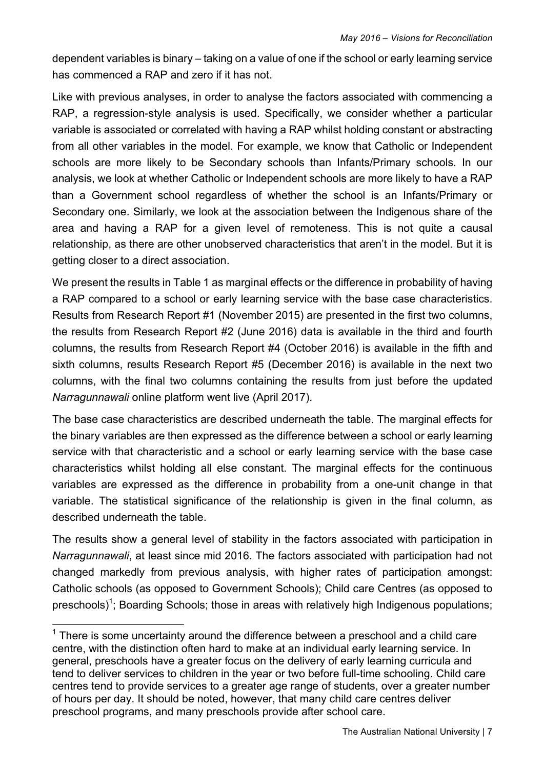dependent variables is binary – taking on a value of one if the school or early learning service has commenced a RAP and zero if it has not.

Like with previous analyses, in order to analyse the factors associated with commencing a RAP, a regression-style analysis is used. Specifically, we consider whether a particular variable is associated or correlated with having a RAP whilst holding constant or abstracting from all other variables in the model. For example, we know that Catholic or Independent schools are more likely to be Secondary schools than Infants/Primary schools. In our analysis, we look at whether Catholic or Independent schools are more likely to have a RAP than a Government school regardless of whether the school is an Infants/Primary or Secondary one. Similarly, we look at the association between the Indigenous share of the area and having a RAP for a given level of remoteness. This is not quite a causal relationship, as there are other unobserved characteristics that aren't in the model. But it is getting closer to a direct association.

We present the results in Table 1 as marginal effects or the difference in probability of having a RAP compared to a school or early learning service with the base case characteristics. Results from Research Report #1 (November 2015) are presented in the first two columns, the results from Research Report #2 (June 2016) data is available in the third and fourth columns, the results from Research Report #4 (October 2016) is available in the fifth and sixth columns, results Research Report #5 (December 2016) is available in the next two columns, with the final two columns containing the results from just before the updated *Narragunnawali* online platform went live (April 2017).

The base case characteristics are described underneath the table. The marginal effects for the binary variables are then expressed as the difference between a school or early learning service with that characteristic and a school or early learning service with the base case characteristics whilst holding all else constant. The marginal effects for the continuous variables are expressed as the difference in probability from a one-unit change in that variable. The statistical significance of the relationship is given in the final column, as described underneath the table.

The results show a general level of stability in the factors associated with participation in *Narragunnawali*, at least since mid 2016. The factors associated with participation had not changed markedly from previous analysis, with higher rates of participation amongst: Catholic schools (as opposed to Government Schools); Child care Centres (as opposed to preschools)[1]; Boarding Schools; those in areas with relatively high Indigenous populations;

[1] There is some uncertainty around the difference between a preschool and a child care centre, with the distinction often hard to make at an individual early learning service. In general, preschools have a greater focus on the delivery of early learning curricula and tend to deliver services to children in the year or two before full-time schooling. Child care centres tend to provide services to a greater age range of students, over a greater number of hours per day. It should be noted, however, that many child care centres deliver preschool programs, and many preschools provide after school care.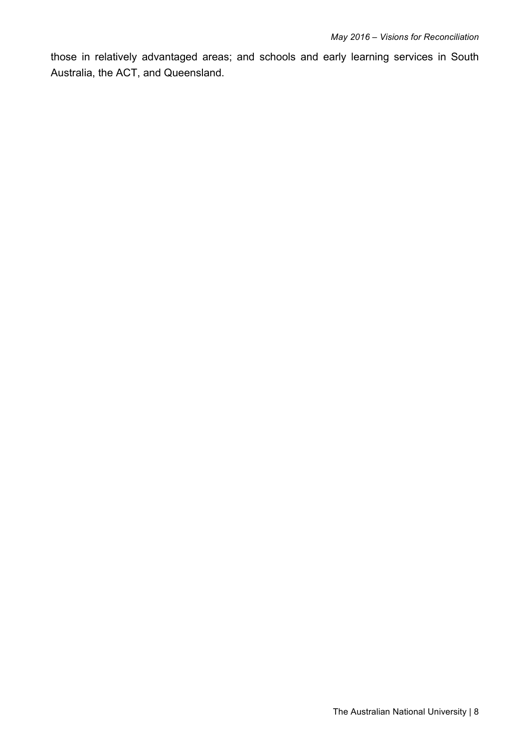those in relatively advantaged areas; and schools and early learning services in South Australia, the ACT, and Queensland.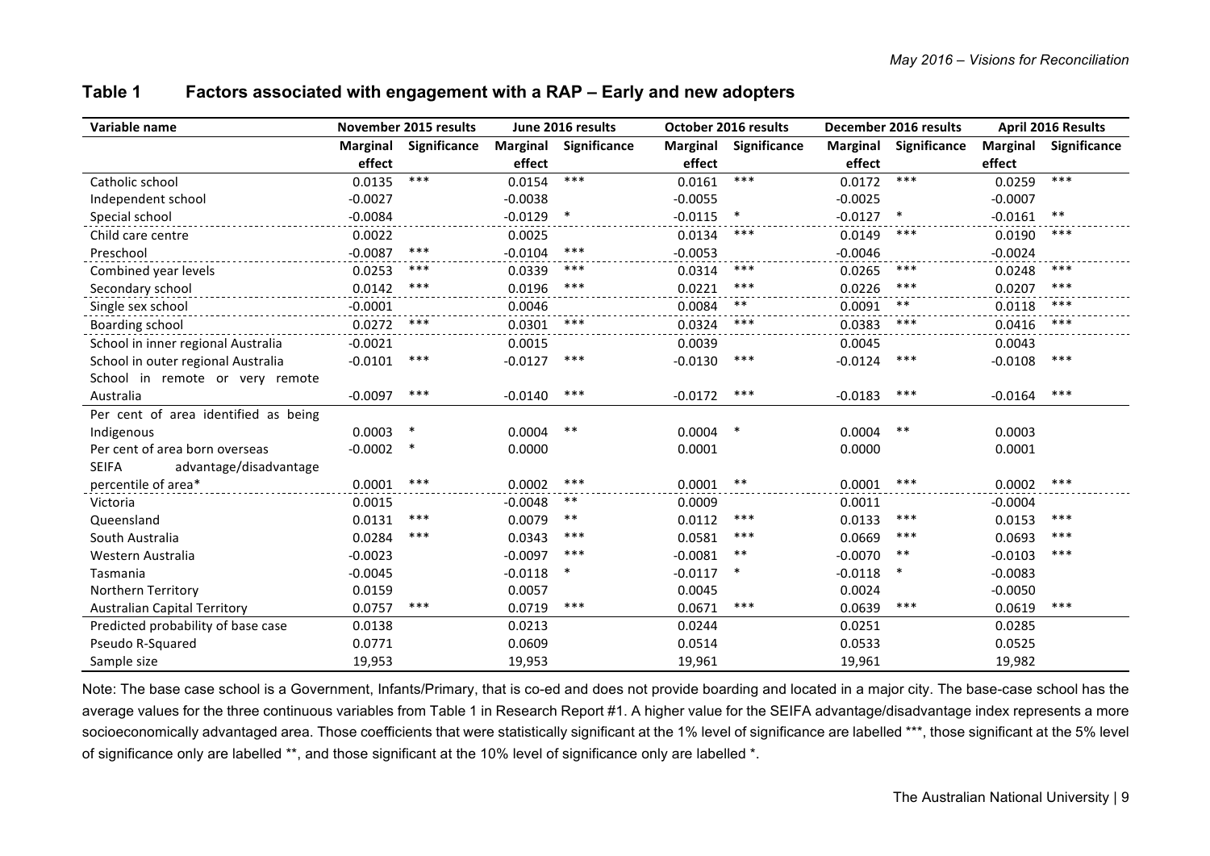## Table 1 Factors associated with engagement with a RAP – Early and new adopters

| Variable name | November 2015 results | | June 2016 results | | October 2016 results | | December 2016 results | | April 2016 Results | |
|---|---|---|---|---|---|---|---|---|---|---|
| | Marginal effect | Significance | Marginal effect | Significance | Marginal effect | Significance | Marginal effect | Significance | Marginal effect | Significance |
| Catholic school | 0.0135 | *** | 0.0154 | *** | 0.0161 | *** | 0.0172 | *** | 0.0259 | *** |
| Independent school | -0.0027 | | -0.0038 | | -0.0055 | | -0.0025 | | -0.0007 | |
| Special school | -0.0084 | | -0.0129 | * | -0.0115 | * | -0.0127 | * | -0.0161 | ** |
| Child care centre | 0.0022 | | 0.0025 | | 0.0134 | *** | 0.0149 | *** | 0.0190 | *** |
| Preschool | -0.0087 | *** | -0.0104 | *** | -0.0053 | | -0.0046 | | -0.0024 | |
| Combined year levels | 0.0253 | *** | 0.0339 | *** | 0.0314 | *** | 0.0265 | *** | 0.0248 | *** |
| Secondary school | 0.0142 | *** | 0.0196 | *** | 0.0221 | *** | 0.0226 | *** | 0.0207 | *** |
| Single sex school | -0.0001 | | 0.0046 | | 0.0084 | ** | 0.0091 | ** | 0.0118 | *** |
| Boarding school | 0.0272 | *** | 0.0301 | *** | 0.0324 | *** | 0.0383 | *** | 0.0416 | *** |
| School in inner regional Australia | -0.0021 | | 0.0015 | | 0.0039 | | 0.0045 | | 0.0043 | |
| School in outer regional Australia | -0.0101 | *** | -0.0127 | *** | -0.0130 | *** | -0.0124 | *** | -0.0108 | *** |
| School in remote or very remote Australia | -0.0097 | *** | -0.0140 | *** | -0.0172 | *** | -0.0183 | *** | -0.0164 | *** |
| Per cent of area identified as being Indigenous | 0.0003 | * | 0.0004 | ** | 0.0004 | * | 0.0004 | ** | 0.0003 | |
| Per cent of area born overseas | -0.0002 | * | 0.0000 | | 0.0001 | | 0.0000 | | 0.0001 | |
| SEIFA advantage/disadvantage percentile of area* | 0.0001 | *** | 0.0002 | *** | 0.0001 | ** | 0.0001 | *** | 0.0002 | *** |
| Victoria | 0.0015 | | -0.0048 | ** | 0.0009 | | 0.0011 | | -0.0004 | |
| Queensland | 0.0131 | *** | 0.0079 | ** | 0.0112 | *** | 0.0133 | *** | 0.0153 | *** |
| South Australia | 0.0284 | *** | 0.0343 | *** | 0.0581 | *** | 0.0669 | *** | 0.0693 | *** |
| Western Australia | -0.0023 | | -0.0097 | *** | -0.0081 | ** | -0.0070 | ** | -0.0103 | *** |
| Tasmania | -0.0045 | | -0.0118 | * | -0.0117 | * | -0.0118 | * | -0.0083 | |
| Northern Territory | 0.0159 | | 0.0057 | | 0.0045 | | 0.0024 | | -0.0050 | |
| Australian Capital Territory | 0.0757 | *** | 0.0719 | *** | 0.0671 | *** | 0.0639 | *** | 0.0619 | *** |
| Predicted probability of base case | 0.0138 | | 0.0213 | | 0.0244 | | 0.0251 | | 0.0285 | |
| Pseudo R-Squared | 0.0771 | | 0.0609 | | 0.0514 | | 0.0533 | | 0.0525 | |
| Sample size | 19,953 | | 19,953 | | 19,961 | | 19,961 | | 19,982 | |

Note: The base case school is a Government, Infants/Primary, that is co-ed and does not provide boarding and located in a major city. The base-case school has the average values for the three continuous variables from Table 1 in Research Report #1. A higher value for the SEIFA advantage/disadvantage index represents a more socioeconomically advantaged area. Those coefficients that were statistically significant at the 1% level of significance are labelled ***, those significant at the 5% level of significance only are labelled **, and those significant at the 10% level of significance only are labelled *.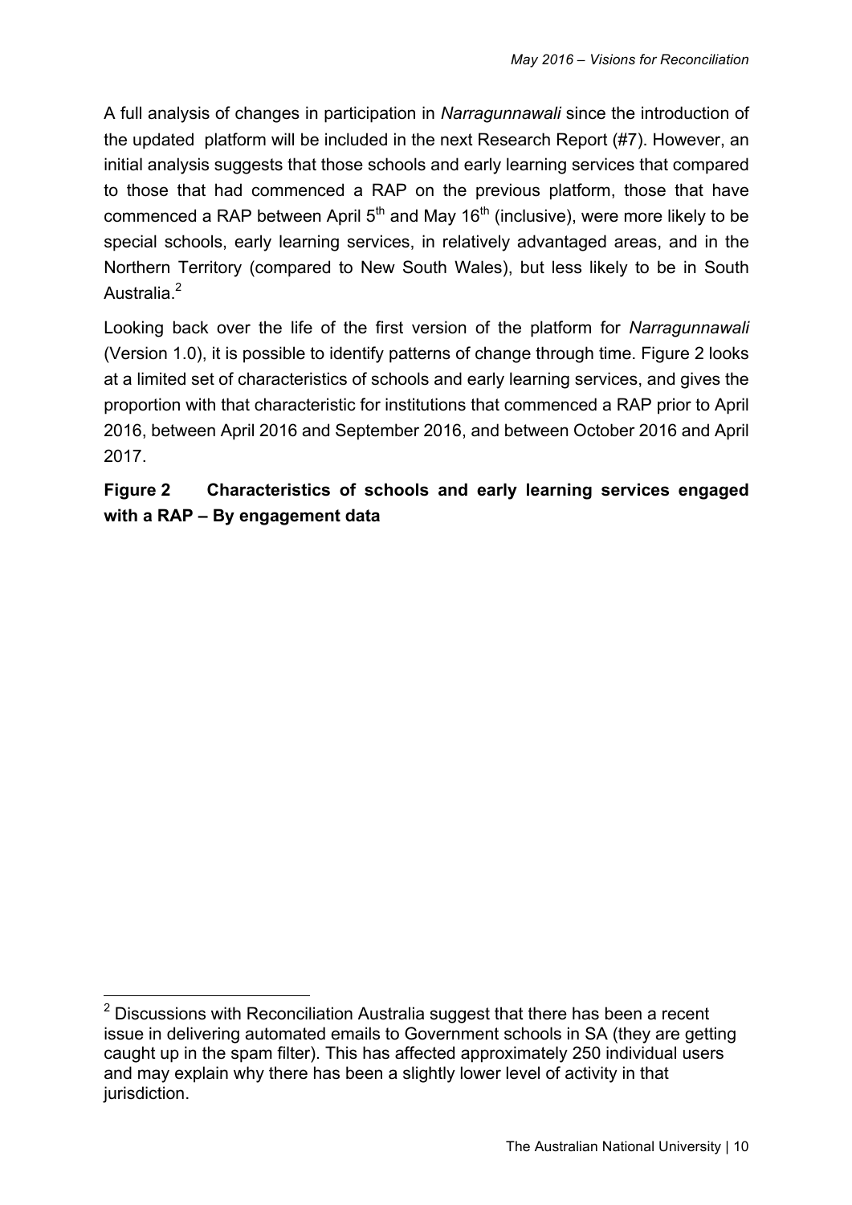A full analysis of changes in participation in *Narragunnawali* since the introduction of the updated platform will be included in the next Research Report (#7). However, an initial analysis suggests that those schools and early learning services that compared to those that had commenced a RAP on the previous platform, those that have commenced a RAP between April 5th and May 16th (inclusive), were more likely to be special schools, early learning services, in relatively advantaged areas, and in the Northern Territory (compared to New South Wales), but less likely to be in South Australia.[2]

Looking back over the life of the first version of the platform for *Narragunnawali* (Version 1.0), it is possible to identify patterns of change through time. Figure 2 looks at a limited set of characteristics of schools and early learning services, and gives the proportion with that characteristic for institutions that commenced a RAP prior to April 2016, between April 2016 and September 2016, and between October 2016 and April 2017.

**Figure 2 Characteristics of schools and early learning services engaged with a RAP – By engagement data**

[2] Discussions with Reconciliation Australia suggest that there has been a recent issue in delivering automated emails to Government schools in SA (they are getting caught up in the spam filter). This has affected approximately 250 individual users and may explain why there has been a slightly lower level of activity in that jurisdiction.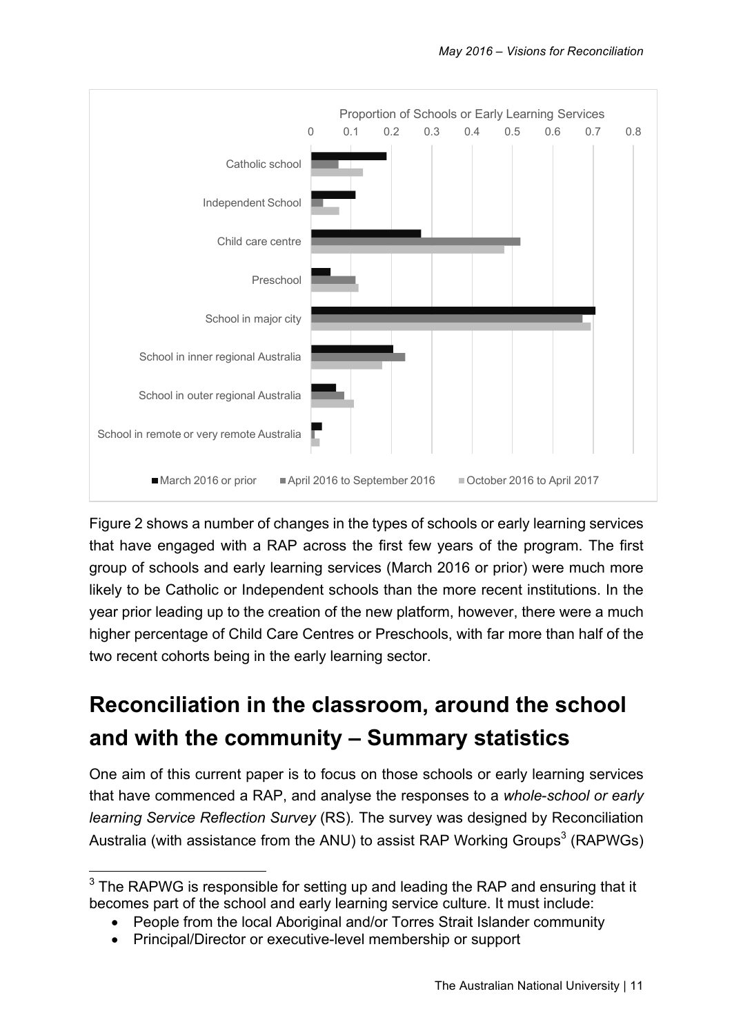Figure 2 shows a number of changes in the types of schools or early learning services that have engaged with a RAP across the first few years of the program. The first group of schools and early learning services (March 2016 or prior) were much more likely to be Catholic or Independent schools than the more recent institutions. In the year prior leading up to the creation of the new platform, however, there were a much higher percentage of Child Care Centres or Preschools, with far more than half of the two recent cohorts being in the early learning sector.

## Reconciliation in the classroom, around the school and with the community – Summary statistics

One aim of this current paper is to focus on those schools or early learning services that have commenced a RAP, and analyse the responses to a *whole-school or early learning Service Reflection Survey* (RS). The survey was designed by Reconciliation Australia (with assistance from the ANU) to assist RAP Working Groups[3] (RAPWGs)

---

[3] The RAPWG is responsible for setting up and leading the RAP and ensuring that it becomes part of the school and early learning service culture. It must include:

- People from the local Aboriginal and/or Torres Strait Islander community
- Principal/Director or executive-level membership or support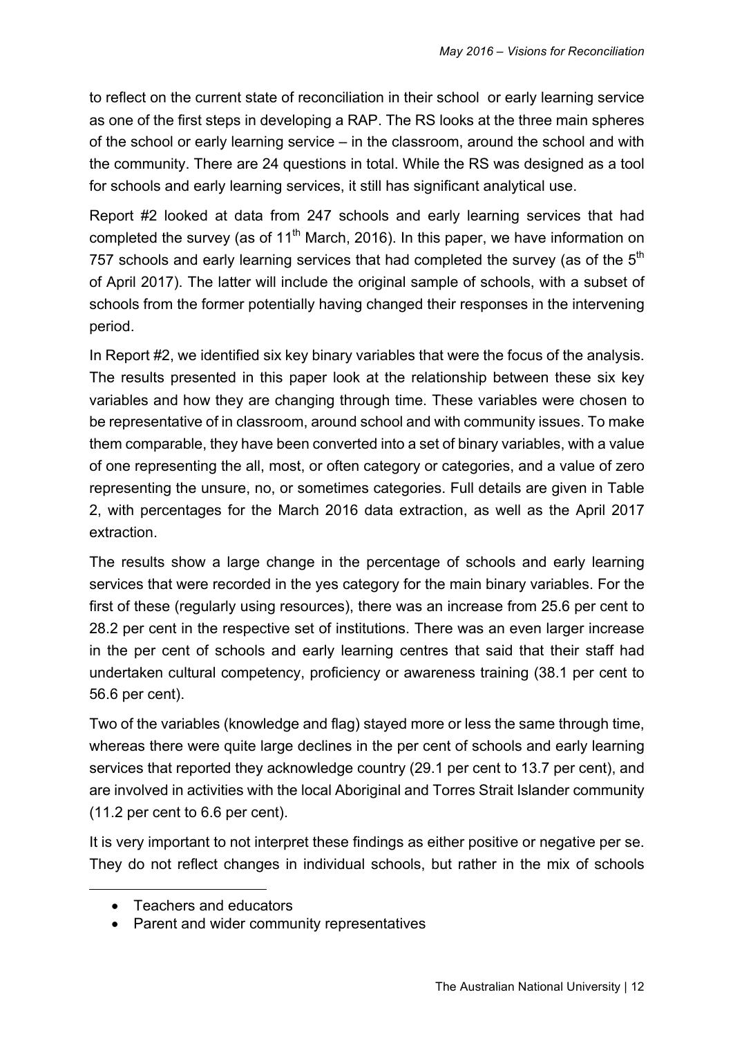to reflect on the current state of reconciliation in their school or early learning service as one of the first steps in developing a RAP. The RS looks at the three main spheres of the school or early learning service – in the classroom, around the school and with the community. There are 24 questions in total. While the RS was designed as a tool for schools and early learning services, it still has significant analytical use.

Report #2 looked at data from 247 schools and early learning services that had completed the survey (as of 11th March, 2016). In this paper, we have information on 757 schools and early learning services that had completed the survey (as of the 5th of April 2017). The latter will include the original sample of schools, with a subset of schools from the former potentially having changed their responses in the intervening period.

In Report #2, we identified six key binary variables that were the focus of the analysis. The results presented in this paper look at the relationship between these six key variables and how they are changing through time. These variables were chosen to be representative of in classroom, around school and with community issues. To make them comparable, they have been converted into a set of binary variables, with a value of one representing the all, most, or often category or categories, and a value of zero representing the unsure, no, or sometimes categories. Full details are given in Table 2, with percentages for the March 2016 data extraction, as well as the April 2017 extraction.

The results show a large change in the percentage of schools and early learning services that were recorded in the yes category for the main binary variables. For the first of these (regularly using resources), there was an increase from 25.6 per cent to 28.2 per cent in the respective set of institutions. There was an even larger increase in the per cent of schools and early learning centres that said that their staff had undertaken cultural competency, proficiency or awareness training (38.1 per cent to 56.6 per cent).

Two of the variables (knowledge and flag) stayed more or less the same through time, whereas there were quite large declines in the per cent of schools and early learning services that reported they acknowledge country (29.1 per cent to 13.7 per cent), and are involved in activities with the local Aboriginal and Torres Strait Islander community (11.2 per cent to 6.6 per cent).

It is very important to not interpret these findings as either positive or negative per se. They do not reflect changes in individual schools, but rather in the mix of schools

- Teachers and educators
- Parent and wider community representatives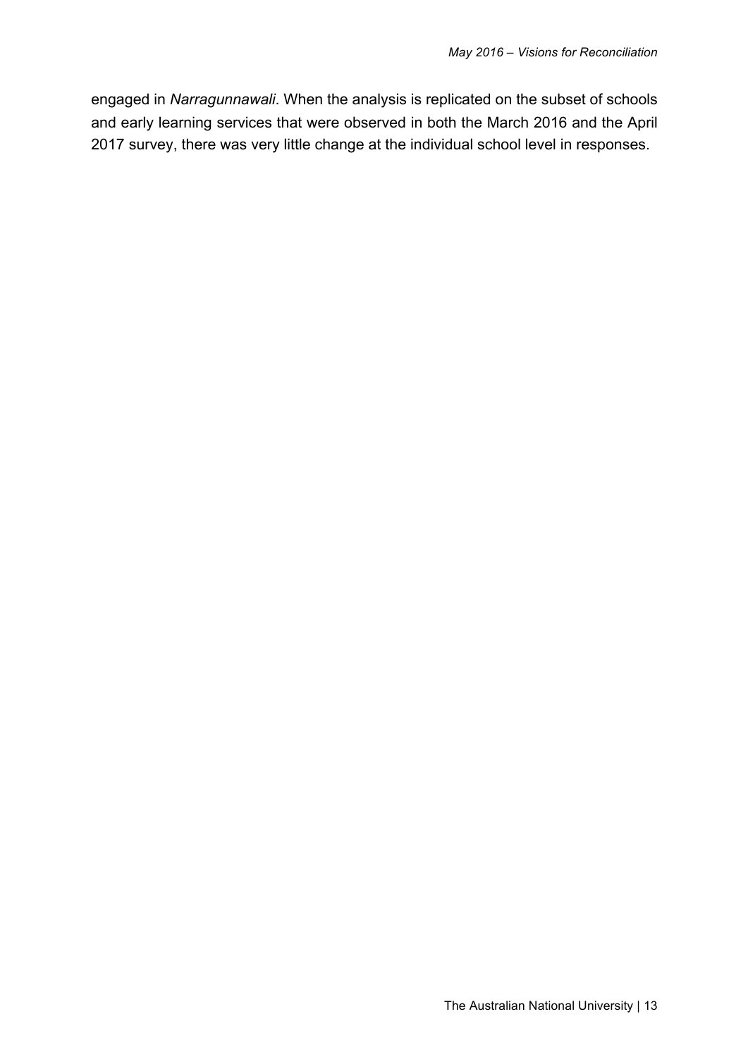engaged in *Narragunnawali*. When the analysis is replicated on the subset of schools and early learning services that were observed in both the March 2016 and the April 2017 survey, there was very little change at the individual school level in responses.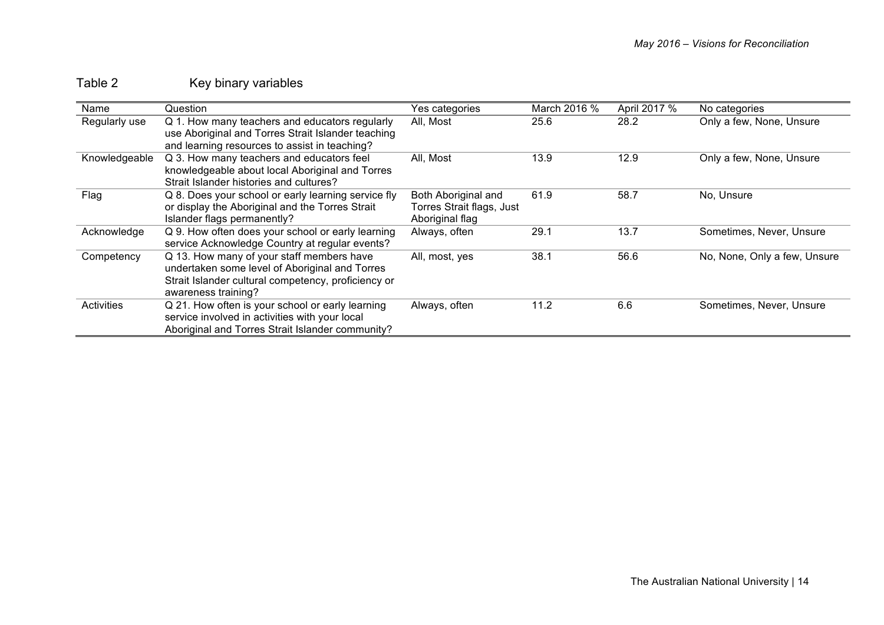Table 2 Key binary variables

| Name | Question | Yes categories | March 2016 % | April 2017 % | No categories |
|---|---|---|---|---|---|
| Regularly use | Q 1. How many teachers and educators regularly use Aboriginal and Torres Strait Islander teaching and learning resources to assist in teaching? | All, Most | 25.6 | 28.2 | Only a few, None, Unsure |
| Knowledgeable | Q 3. How many teachers and educators feel knowledgeable about local Aboriginal and Torres Strait Islander histories and cultures? | All, Most | 13.9 | 12.9 | Only a few, None, Unsure |
| Flag | Q 8. Does your school or early learning service fly or display the Aboriginal and the Torres Strait Islander flags permanently? | Both Aboriginal and Torres Strait flags, Just Aboriginal flag | 61.9 | 58.7 | No, Unsure |
| Acknowledge | Q 9. How often does your school or early learning service Acknowledge Country at regular events? | Always, often | 29.1 | 13.7 | Sometimes, Never, Unsure |
| Competency | Q 13. How many of your staff members have undertaken some level of Aboriginal and Torres Strait Islander cultural competency, proficiency or awareness training? | All, most, yes | 38.1 | 56.6 | No, None, Only a few, Unsure |
| Activities | Q 21. How often is your school or early learning service involved in activities with your local Aboriginal and Torres Strait Islander community? | Always, often | 11.2 | 6.6 | Sometimes, Never, Unsure |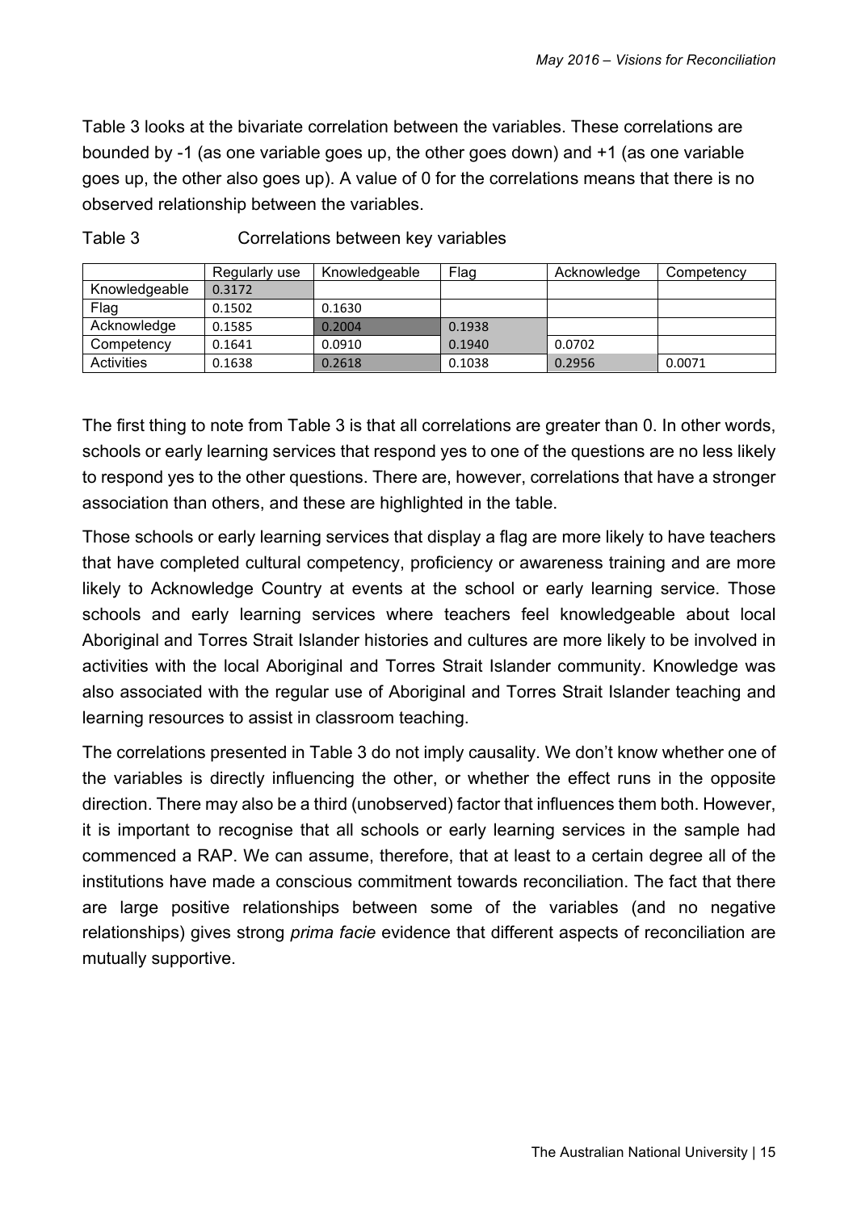Table 3 looks at the bivariate correlation between the variables. These correlations are bounded by -1 (as one variable goes up, the other goes down) and +1 (as one variable goes up, the other also goes up). A value of 0 for the correlations means that there is no observed relationship between the variables.

Table 3 Correlations between key variables

| | Regularly use | Knowledgeable | Flag | Acknowledge | Competency |
|---|---|---|---|---|---|
| Knowledgeable | 0.3172 | | | | |
| Flag | 0.1502 | 0.1630 | | | |
| Acknowledge | 0.1585 | 0.2004 | 0.1938 | | |
| Competency | 0.1641 | 0.0910 | 0.1940 | 0.0702 | |
| Activities | 0.1638 | 0.2618 | 0.1038 | 0.2956 | 0.0071 |

The first thing to note from Table 3 is that all correlations are greater than 0. In other words, schools or early learning services that respond yes to one of the questions are no less likely to respond yes to the other questions. There are, however, correlations that have a stronger association than others, and these are highlighted in the table.

Those schools or early learning services that display a flag are more likely to have teachers that have completed cultural competency, proficiency or awareness training and are more likely to Acknowledge Country at events at the school or early learning service. Those schools and early learning services where teachers feel knowledgeable about local Aboriginal and Torres Strait Islander histories and cultures are more likely to be involved in activities with the local Aboriginal and Torres Strait Islander community. Knowledge was also associated with the regular use of Aboriginal and Torres Strait Islander teaching and learning resources to assist in classroom teaching.

The correlations presented in Table 3 do not imply causality. We don't know whether one of the variables is directly influencing the other, or whether the effect runs in the opposite direction. There may also be a third (unobserved) factor that influences them both. However, it is important to recognise that all schools or early learning services in the sample had commenced a RAP. We can assume, therefore, that at least to a certain degree all of the institutions have made a conscious commitment towards reconciliation. The fact that there are large positive relationships between some of the variables (and no negative relationships) gives strong *prima facie* evidence that different aspects of reconciliation are mutually supportive.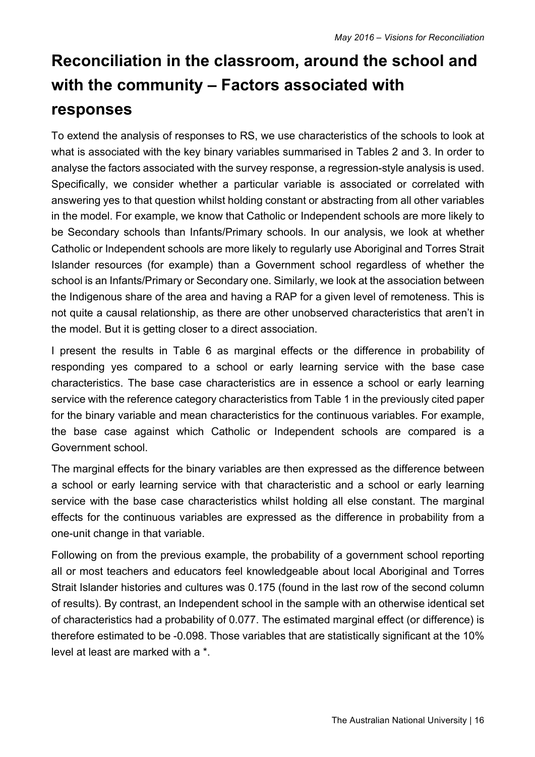# Reconciliation in the classroom, around the school and with the community – Factors associated with responses

To extend the analysis of responses to RS, we use characteristics of the schools to look at what is associated with the key binary variables summarised in Tables 2 and 3. In order to analyse the factors associated with the survey response, a regression-style analysis is used. Specifically, we consider whether a particular variable is associated or correlated with answering yes to that question whilst holding constant or abstracting from all other variables in the model. For example, we know that Catholic or Independent schools are more likely to be Secondary schools than Infants/Primary schools. In our analysis, we look at whether Catholic or Independent schools are more likely to regularly use Aboriginal and Torres Strait Islander resources (for example) than a Government school regardless of whether the school is an Infants/Primary or Secondary one. Similarly, we look at the association between the Indigenous share of the area and having a RAP for a given level of remoteness. This is not quite a causal relationship, as there are other unobserved characteristics that aren't in the model. But it is getting closer to a direct association.

I present the results in Table 6 as marginal effects or the difference in probability of responding yes compared to a school or early learning service with the base case characteristics. The base case characteristics are in essence a school or early learning service with the reference category characteristics from Table 1 in the previously cited paper for the binary variable and mean characteristics for the continuous variables. For example, the base case against which Catholic or Independent schools are compared is a Government school.

The marginal effects for the binary variables are then expressed as the difference between a school or early learning service with that characteristic and a school or early learning service with the base case characteristics whilst holding all else constant. The marginal effects for the continuous variables are expressed as the difference in probability from a one-unit change in that variable.

Following on from the previous example, the probability of a government school reporting all or most teachers and educators feel knowledgeable about local Aboriginal and Torres Strait Islander histories and cultures was 0.175 (found in the last row of the second column of results). By contrast, an Independent school in the sample with an otherwise identical set of characteristics had a probability of 0.077. The estimated marginal effect (or difference) is therefore estimated to be -0.098. Those variables that are statistically significant at the 10% level at least are marked with a *.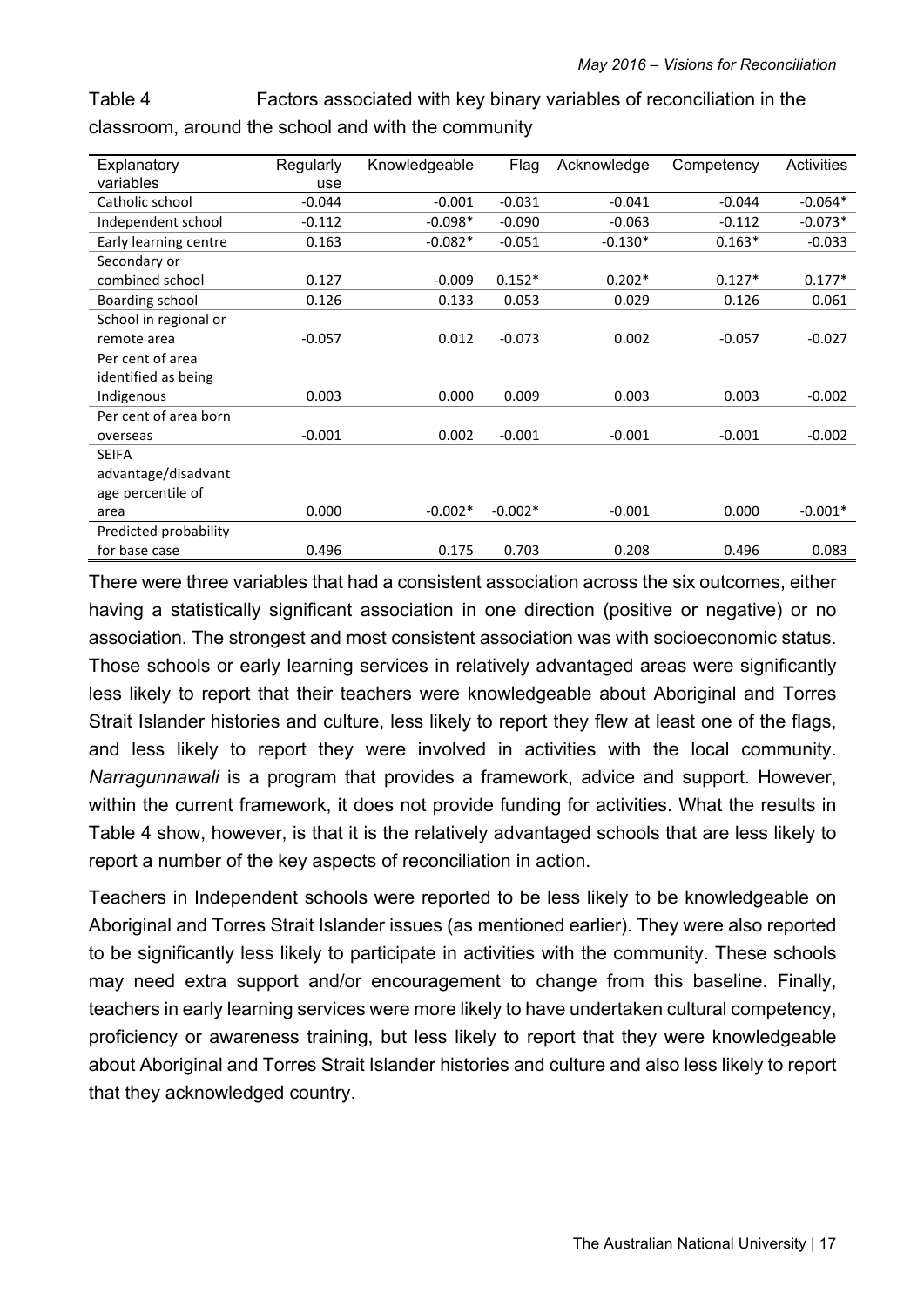Table 4 Factors associated with key binary variables of reconciliation in the classroom, around the school and with the community

| Explanatory variables | Regularly use | Knowledgeable | Flag | Acknowledge | Competency | Activities |
|---|---|---|---|---|---|---|
| Catholic school | -0.044 | -0.001 | -0.031 | -0.041 | -0.044 | -0.064* |
| Independent school | -0.112 | -0.098* | -0.090 | -0.063 | -0.112 | -0.073* |
| Early learning centre | 0.163 | -0.082* | -0.051 | -0.130* | 0.163* | -0.033 |
| Secondary or combined school | 0.127 | -0.009 | 0.152* | 0.202* | 0.127* | 0.177* |
| Boarding school | 0.126 | 0.133 | 0.053 | 0.029 | 0.126 | 0.061 |
| School in regional or remote area | -0.057 | 0.012 | -0.073 | 0.002 | -0.057 | -0.027 |
| Per cent of area identified as being Indigenous | 0.003 | 0.000 | 0.009 | 0.003 | 0.003 | -0.002 |
| Per cent of area born overseas | -0.001 | 0.002 | -0.001 | -0.001 | -0.001 | -0.002 |
| SEIFA advantage/disadvantage percentile of area | 0.000 | -0.002* | -0.002* | -0.001 | 0.000 | -0.001* |
| Predicted probability for base case | 0.496 | 0.175 | 0.703 | 0.208 | 0.496 | 0.083 |

There were three variables that had a consistent association across the six outcomes, either having a statistically significant association in one direction (positive or negative) or no association. The strongest and most consistent association was with socioeconomic status. Those schools or early learning services in relatively advantaged areas were significantly less likely to report that their teachers were knowledgeable about Aboriginal and Torres Strait Islander histories and culture, less likely to report they flew at least one of the flags, and less likely to report they were involved in activities with the local community. *Narragunnawali* is a program that provides a framework, advice and support. However, within the current framework, it does not provide funding for activities. What the results in Table 4 show, however, is that it is the relatively advantaged schools that are less likely to report a number of the key aspects of reconciliation in action.

Teachers in Independent schools were reported to be less likely to be knowledgeable on Aboriginal and Torres Strait Islander issues (as mentioned earlier). They were also reported to be significantly less likely to participate in activities with the community. These schools may need extra support and/or encouragement to change from this baseline. Finally, teachers in early learning services were more likely to have undertaken cultural competency, proficiency or awareness training, but less likely to report that they were knowledgeable about Aboriginal and Torres Strait Islander histories and culture and also less likely to report that they acknowledged country.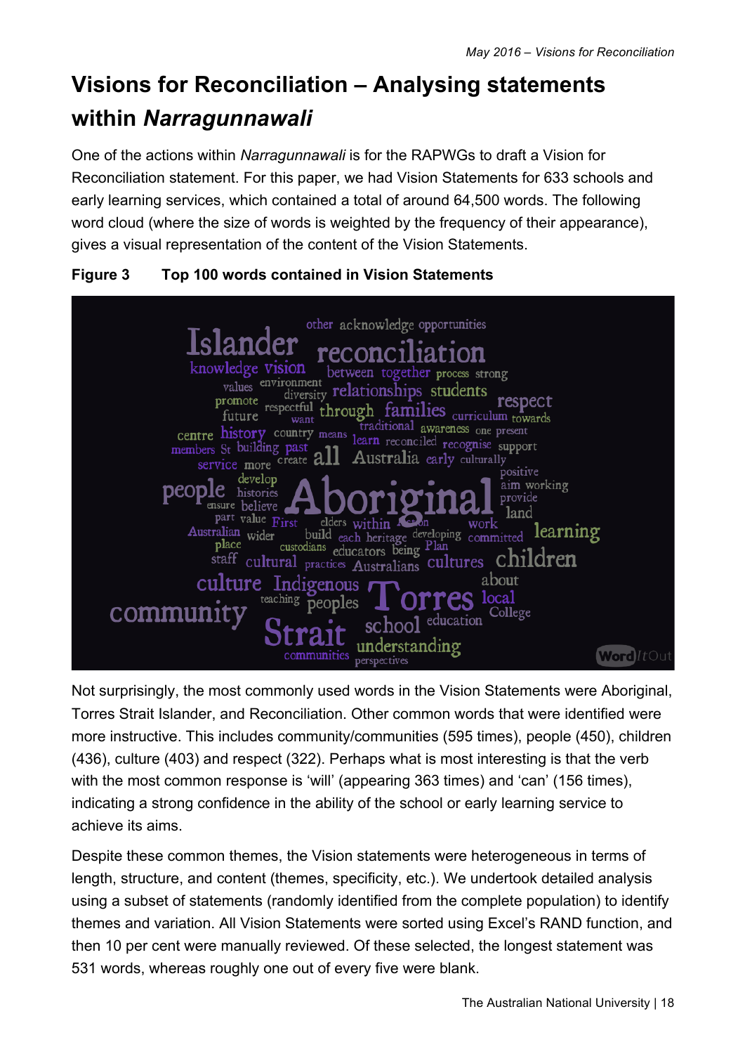# Visions for Reconciliation – Analysing statements within *Narragunnawali*

One of the actions within *Narragunnawali* is for the RAPWGs to draft a Vision for Reconciliation statement. For this paper, we had Vision Statements for 633 schools and early learning services, which contained a total of around 64,500 words. The following word cloud (where the size of words is weighted by the frequency of their appearance), gives a visual representation of the content of the Vision Statements.

**Figure 3 Top 100 words contained in Vision Statements**

Not surprisingly, the most commonly used words in the Vision Statements were Aboriginal, Torres Strait Islander, and Reconciliation. Other common words that were identified were more instructive. This includes community/communities (595 times), people (450), children (436), culture (403) and respect (322). Perhaps what is most interesting is that the verb with the most common response is 'will' (appearing 363 times) and 'can' (156 times), indicating a strong confidence in the ability of the school or early learning service to achieve its aims.

Despite these common themes, the Vision statements were heterogeneous in terms of length, structure, and content (themes, specificity, etc.). We undertook detailed analysis using a subset of statements (randomly identified from the complete population) to identify themes and variation. All Vision Statements were sorted using Excel's RAND function, and then 10 per cent were manually reviewed. Of these selected, the longest statement was 531 words, whereas roughly one out of every five were blank.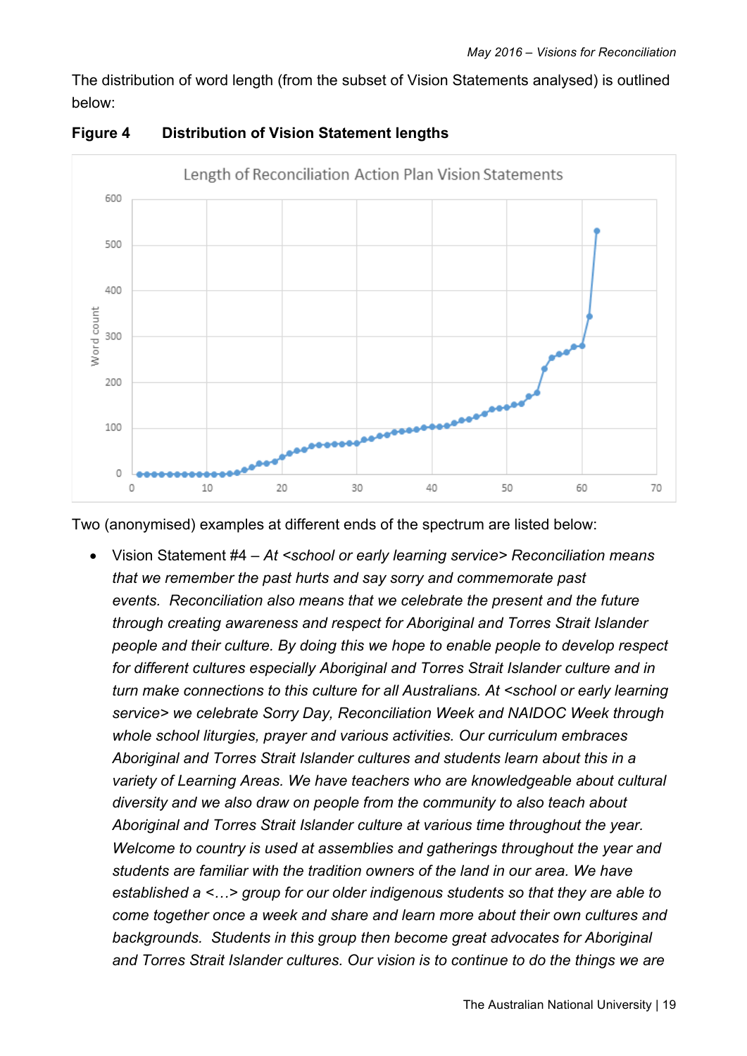The distribution of word length (from the subset of Vision Statements analysed) is outlined below:

**Figure 4 Distribution of Vision Statement lengths**

Two (anonymised) examples at different ends of the spectrum are listed below:

- Vision Statement #4 – *At <school or early learning service> Reconciliation means that we remember the past hurts and say sorry and commemorate past events. Reconciliation also means that we celebrate the present and the future through creating awareness and respect for Aboriginal and Torres Strait Islander people and their culture. By doing this we hope to enable people to develop respect for different cultures especially Aboriginal and Torres Strait Islander culture and in turn make connections to this culture for all Australians. At <school or early learning service> we celebrate Sorry Day, Reconciliation Week and NAIDOC Week through whole school liturgies, prayer and various activities. Our curriculum embraces Aboriginal and Torres Strait Islander cultures and students learn about this in a variety of Learning Areas. We have teachers who are knowledgeable about cultural diversity and we also draw on people from the community to also teach about Aboriginal and Torres Strait Islander culture at various time throughout the year. Welcome to country is used at assemblies and gatherings throughout the year and students are familiar with the tradition owners of the land in our area. We have established a <…> group for our older indigenous students so that they are able to come together once a week and share and learn more about their own cultures and backgrounds. Students in this group then become great advocates for Aboriginal and Torres Strait Islander cultures. Our vision is to continue to do the things we are*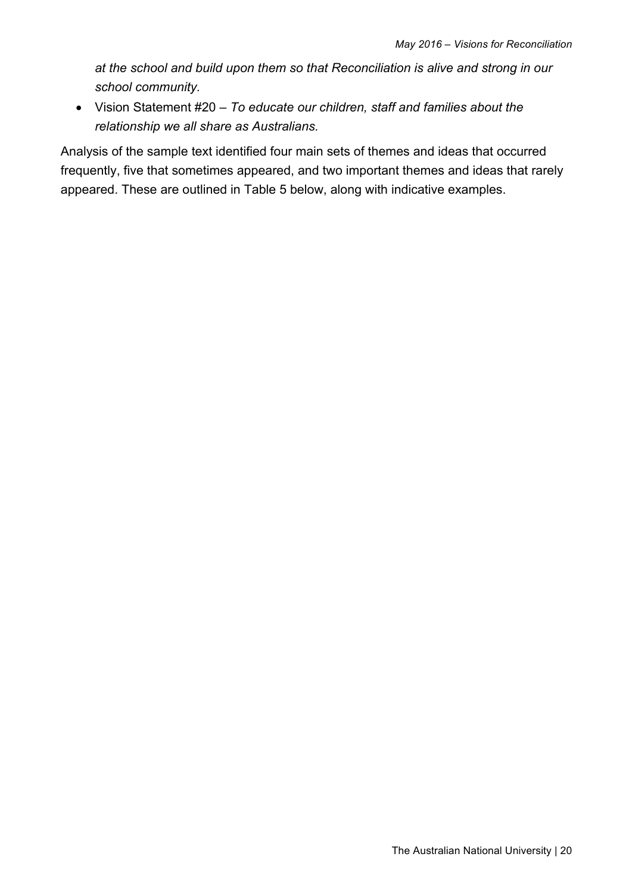*at the school and build upon them so that Reconciliation is alive and strong in our school community.*

- Vision Statement #20 – *To educate our children, staff and families about the relationship we all share as Australians.*

Analysis of the sample text identified four main sets of themes and ideas that occurred frequently, five that sometimes appeared, and two important themes and ideas that rarely appeared. These are outlined in Table 5 below, along with indicative examples.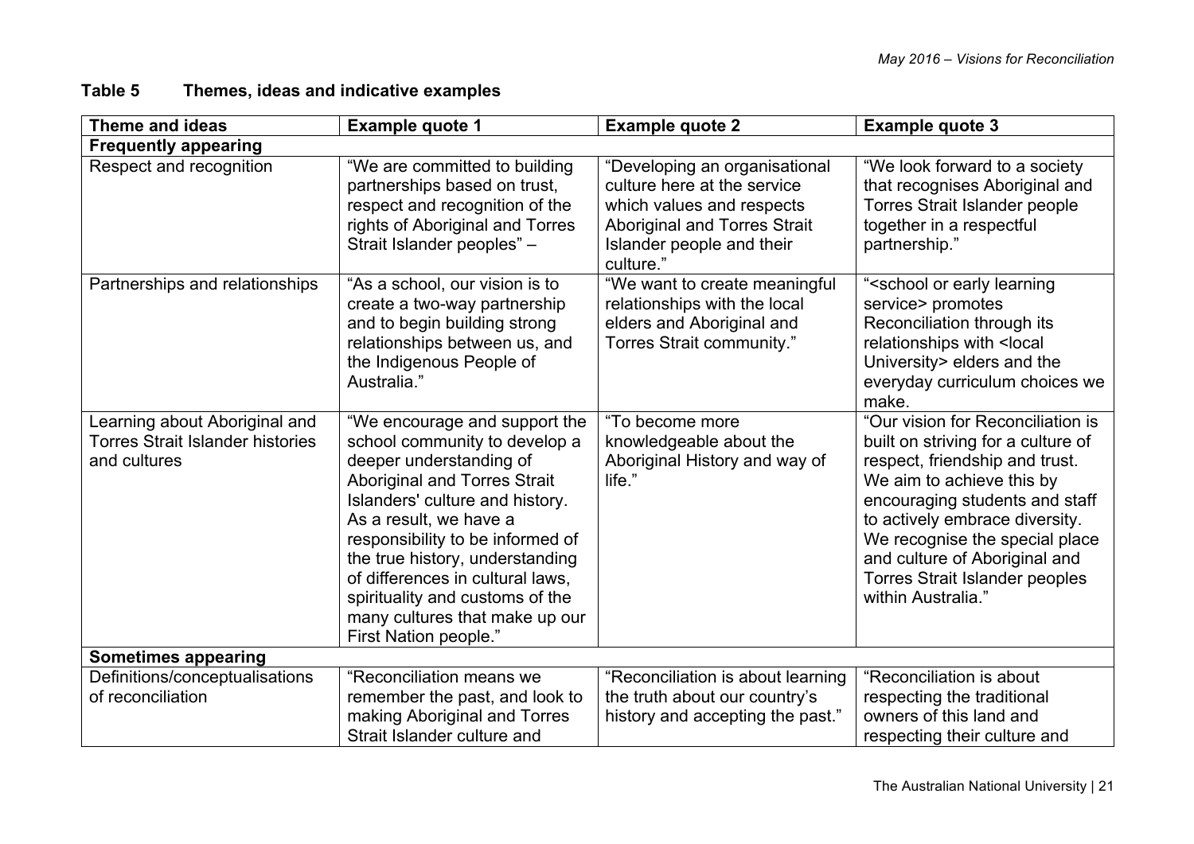**Table 5 Themes, ideas and indicative examples**

| Theme and ideas | Example quote 1 | Example quote 2 | Example quote 3 |
|---|---|---|---|
| **Frequently appearing** | | | |
| Respect and recognition | "We are committed to building partnerships based on trust, respect and recognition of the rights of Aboriginal and Torres Strait Islander peoples" – | "Developing an organisational culture here at the service which values and respects Aboriginal and Torres Strait Islander people and their culture." | "We look forward to a society that recognises Aboriginal and Torres Strait Islander people together in a respectful partnership." |
| Partnerships and relationships | "As a school, our vision is to create a two-way partnership and to begin building strong relationships between us, and the Indigenous People of Australia." | "We want to create meaningful relationships with the local elders and Aboriginal and Torres Strait community." | "<school or early learning service> promotes Reconciliation through its relationships with <local University> elders and the everyday curriculum choices we make. |
| Learning about Aboriginal and Torres Strait Islander histories and cultures | "We encourage and support the school community to develop a deeper understanding of Aboriginal and Torres Strait Islanders' culture and history. As a result, we have a responsibility to be informed of the true history, understanding of differences in cultural laws, spirituality and customs of the many cultures that make up our First Nation people." | "To become more knowledgeable about the Aboriginal History and way of life." | "Our vision for Reconciliation is built on striving for a culture of respect, friendship and trust. We aim to achieve this by encouraging students and staff to actively embrace diversity. We recognise the special place and culture of Aboriginal and Torres Strait Islander peoples within Australia." |
| **Sometimes appearing** | | | |
| Definitions/conceptualisations of reconciliation | "Reconciliation means we remember the past, and look to making Aboriginal and Torres Strait Islander culture and | "Reconciliation is about learning the truth about our country's history and accepting the past." | "Reconciliation is about respecting the traditional owners of this land and respecting their culture and |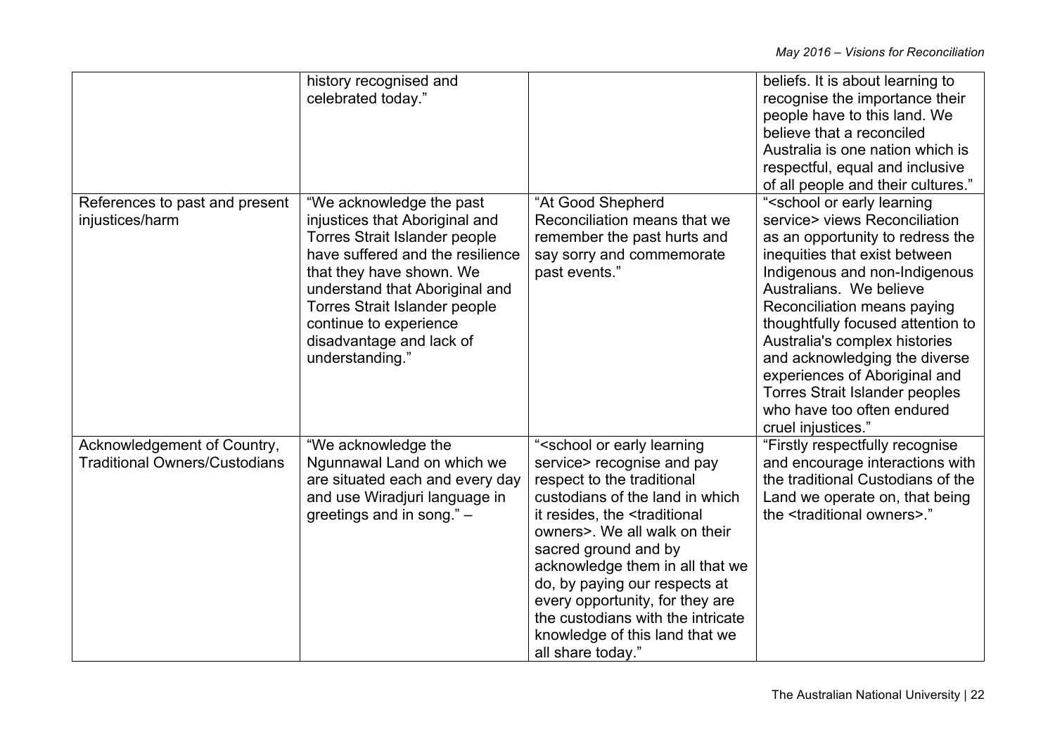| | | | |
|---|---|---|---|
| | history recognised and celebrated today." | | beliefs. It is about learning to recognise the importance their people have to this land. We believe that a reconciled Australia is one nation which is respectful, equal and inclusive of all people and their cultures." |
| References to past and present injustices/harm | "We acknowledge the past injustices that Aboriginal and Torres Strait Islander people have suffered and the resilience that they have shown. We understand that Aboriginal and Torres Strait Islander people continue to experience disadvantage and lack of understanding." | "At Good Shepherd Reconciliation means that we remember the past hurts and say sorry and commemorate past events." | "<school or early learning service> views Reconciliation as an opportunity to redress the inequities that exist between Indigenous and non-Indigenous Australians. We believe Reconciliation means paying thoughtfully focused attention to Australia's complex histories and acknowledging the diverse experiences of Aboriginal and Torres Strait Islander peoples who have too often endured cruel injustices." |
| Acknowledgement of Country, Traditional Owners/Custodians | "We acknowledge the Ngunnawal Land on which we are situated each and every day and use Wiradjuri language in greetings and in song." – | "<school or early learning service> recognise and pay respect to the traditional custodians of the land in which it resides, the <traditional owners>. We all walk on their sacred ground and by acknowledge them in all that we do, by paying our respects at every opportunity, for they are the custodians with the intricate knowledge of this land that we all share today." | "Firstly respectfully recognise and encourage interactions with the traditional Custodians of the Land we operate on, that being the <traditional owners>." |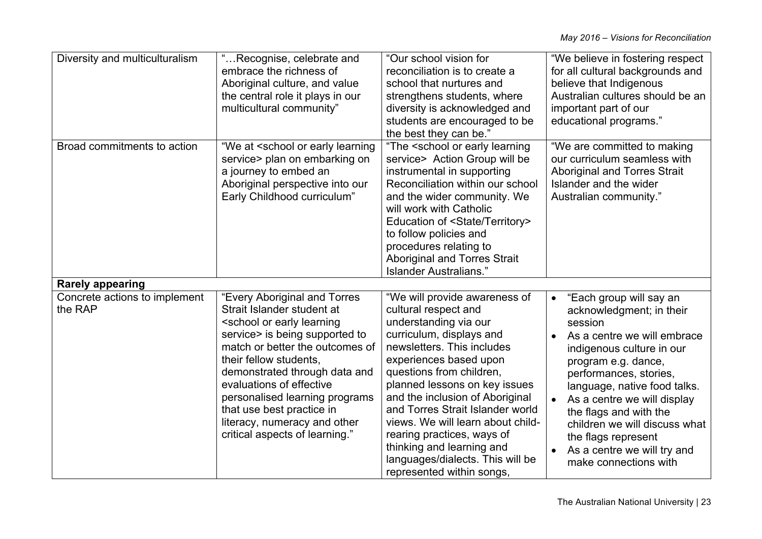| | | | |
|---|---|---|---|
| Diversity and multiculturalism | "…Recognise, celebrate and embrace the richness of Aboriginal culture, and value the central role it plays in our multicultural community" | "Our school vision for reconciliation is to create a school that nurtures and strengthens students, where diversity is acknowledged and students are encouraged to be the best they can be." | "We believe in fostering respect for all cultural backgrounds and believe that Indigenous Australian cultures should be an important part of our educational programs." |
| Broad commitments to action | "We at <school or early learning service> plan on embarking on a journey to embed an Aboriginal perspective into our Early Childhood curriculum" | "The <school or early learning service> Action Group will be instrumental in supporting Reconciliation within our school and the wider community. We will work with Catholic Education of <State/Territory> to follow policies and procedures relating to Aboriginal and Torres Strait Islander Australians." | "We are committed to making our curriculum seamless with Aboriginal and Torres Strait Islander and the wider Australian community." |
| **Rarely appearing** | | | |
| Concrete actions to implement the RAP | "Every Aboriginal and Torres Strait Islander student at <school or early learning service> is being supported to match or better the outcomes of their fellow students, demonstrated through data and evaluations of effective personalised learning programs that use best practice in literacy, numeracy and other critical aspects of learning." | "We will provide awareness of cultural respect and understanding via our curriculum, displays and newsletters. This includes experiences based upon questions from children, planned lessons on key issues and the inclusion of Aboriginal and Torres Strait Islander world views. We will learn about child-rearing practices, ways of thinking and learning and languages/dialects. This will be represented within songs, | • "Each group will say an acknowledgment; in their session<br>• As a centre we will embrace indigenous culture in our program e.g. dance, performances, stories, language, native food talks.<br>• As a centre we will display the flags and with the children we will discuss what the flags represent<br>• As a centre we will try and make connections with |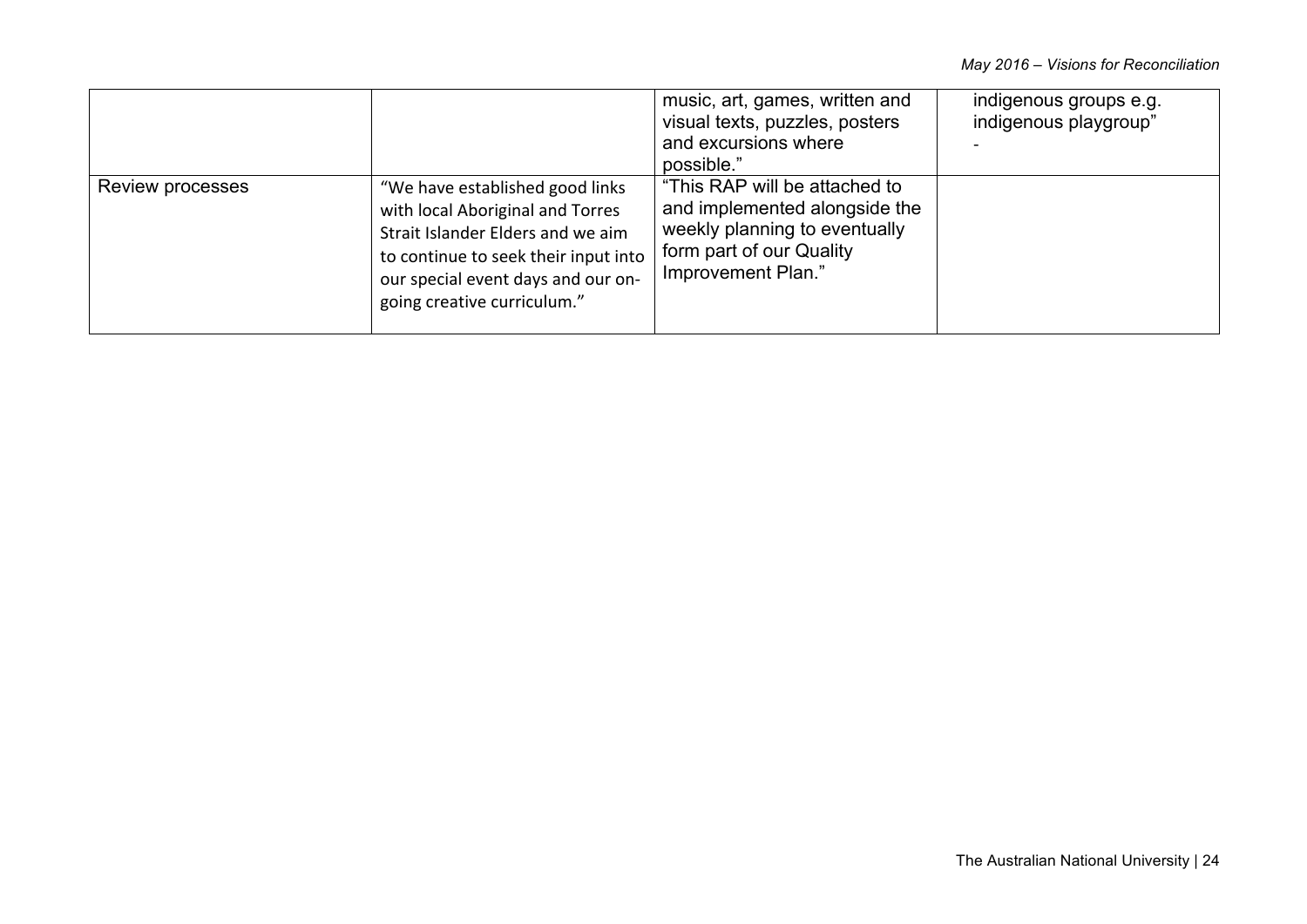| | | | |
|---|---|---|---|
| | | music, art, games, written and visual texts, puzzles, posters and excursions where possible." | indigenous groups e.g. indigenous playgroup"<br>- |
| Review processes | "We have established good links with local Aboriginal and Torres Strait Islander Elders and we aim to continue to seek their input into our special event days and our on-going creative curriculum." | "This RAP will be attached to and implemented alongside the weekly planning to eventually form part of our Quality Improvement Plan." | |